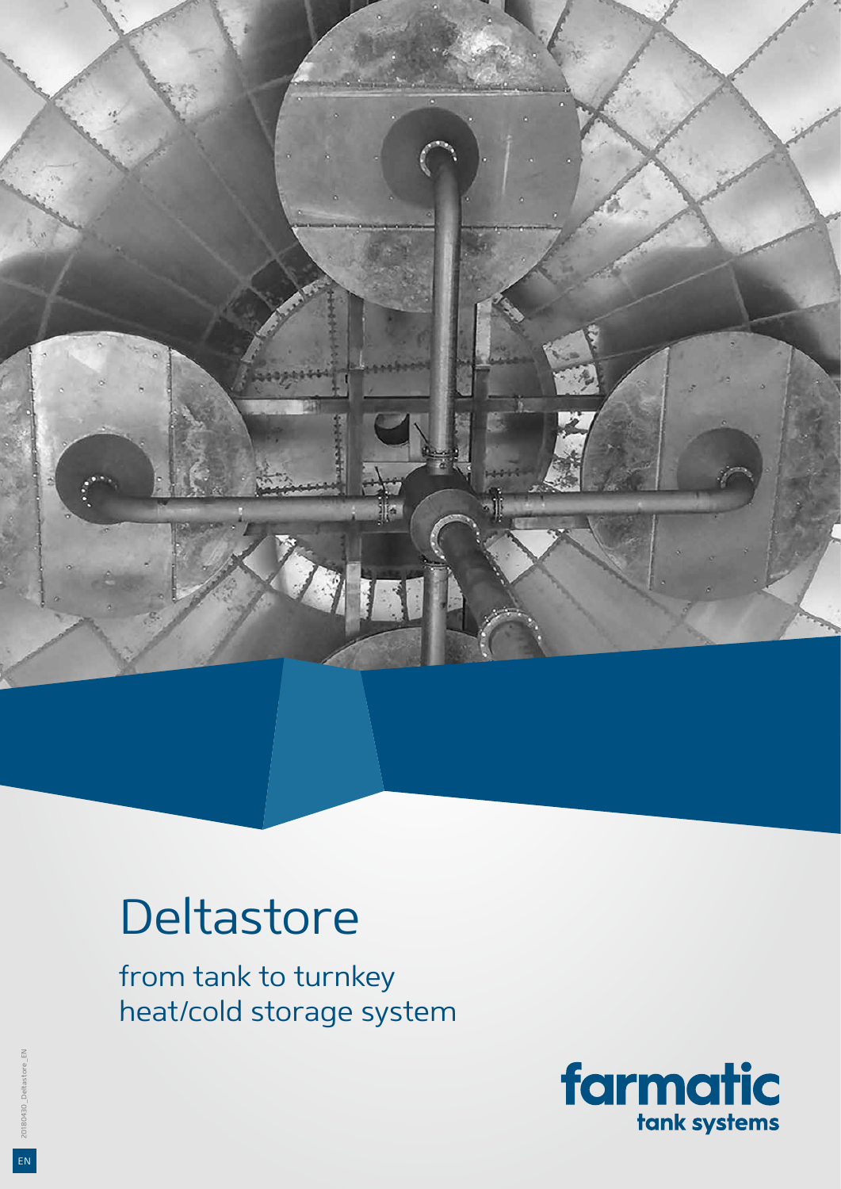# Deltastore

from tank to turnkey
heat/cold storage system

farmatic
tank systems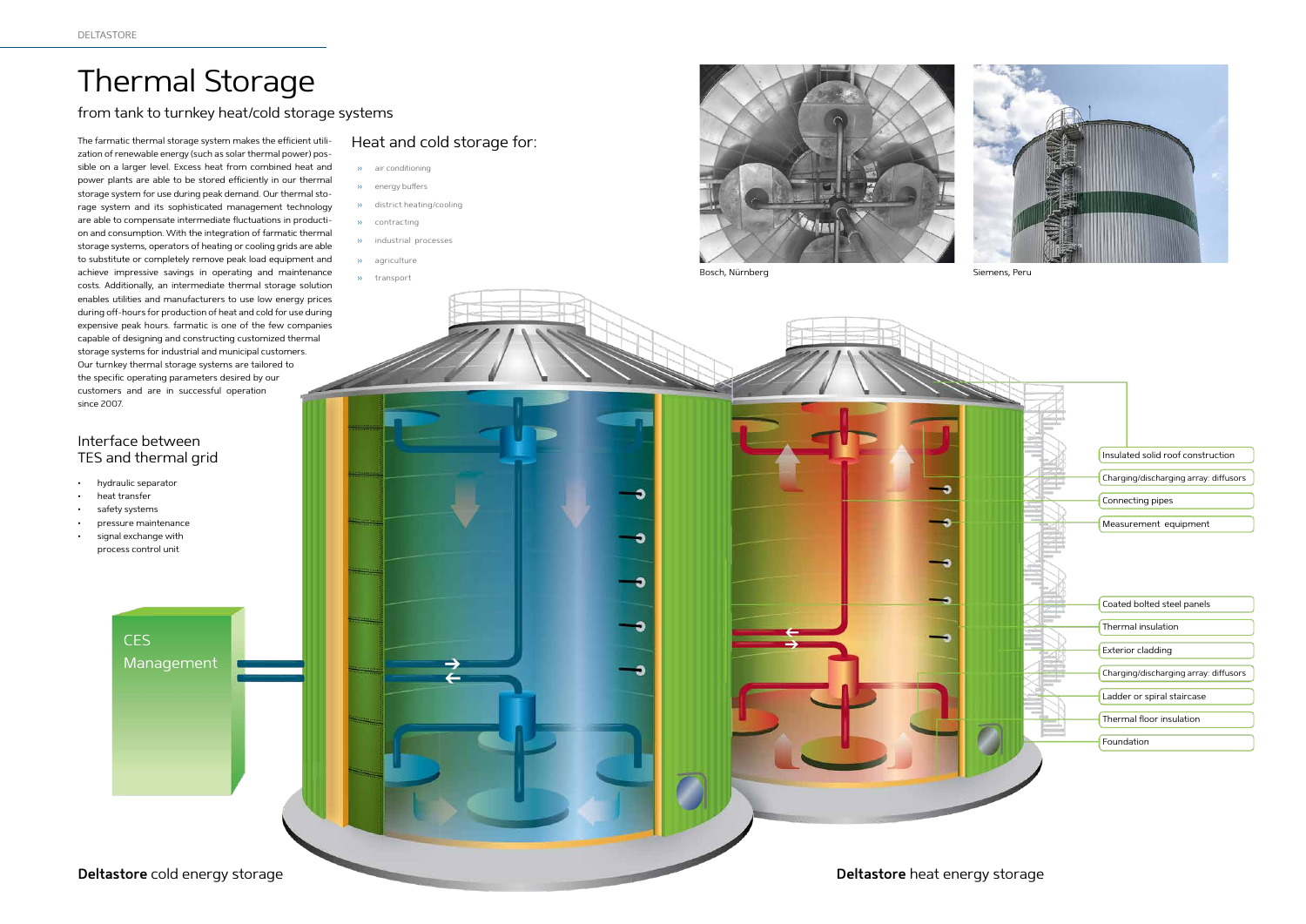# Thermal Storage

## from tank to turnkey heat/cold storage systems

The farmatic thermal storage system makes the efficient utilization of renewable energy (such as solar thermal power) possible on a larger level. Excess heat from combined heat and power plants are able to be stored efficiently in our thermal storage system for use during peak demand. Our thermal storage system and its sophisticated management technology are able to compensate intermediate fluctuations in production and consumption. With the integration of farmatic thermal storage systems, operators of heating or cooling grids are able to substitute or completely remove peak load equipment and achieve impressive savings in operating and maintenance costs. Additionally, an intermediate thermal storage solution enables utilities and manufacturers to use low energy prices during off-hours for production of heat and cold for use during expensive peak hours. farmatic is one of the few companies capable of designing and constructing customized thermal storage systems for industrial and municipal customers. Our turnkey thermal storage systems are tailored to the specific operating parameters desired by our customers and are in successful operation since 2007.

## Heat and cold storage for:

- air conditioning
- energy buffers
- district heating/cooling
- contracting
- industrial processes
- agriculture
- transport

Bosch, Nürnberg

Siemens, Peru

## Interface between TES and thermal grid

- hydraulic separator
- heat transfer
- safety systems
- pressure maintenance
- signal exchange with process control unit

CES Management

- Insulated solid roof construction
- Charging/discharging array: diffusors
- Connecting pipes
- Measurement equipment
- Coated bolted steel panels
- Thermal insulation
- Exterior cladding
- Charging/discharging array: diffusors
- Ladder or spiral staircase
- Thermal floor insulation
- Foundation

**Deltastore** cold energy storage

**Deltastore** heat energy storage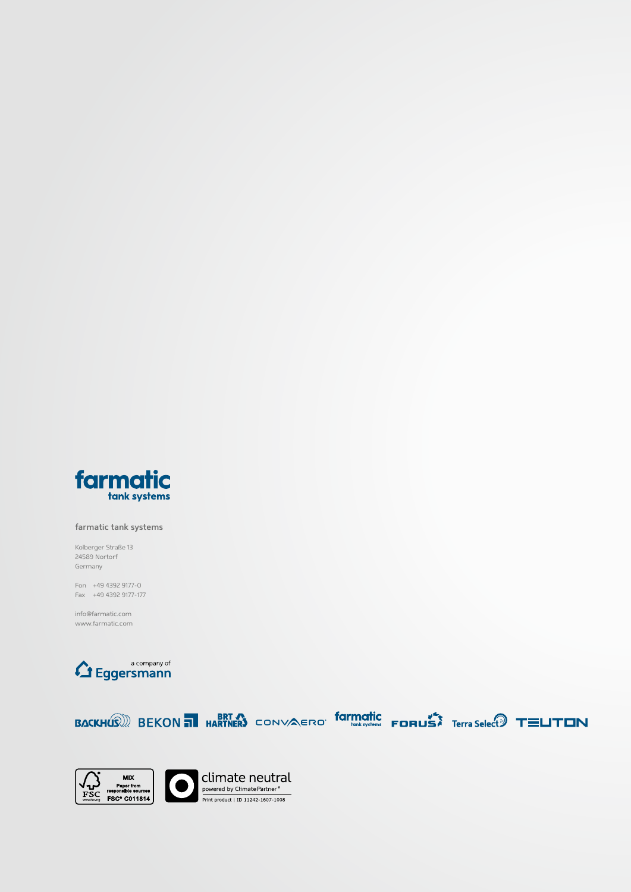farmatic tank systems

Kolberger Straße 13
24589 Nortorf
Germany

Fon +49 4392 9177-0
Fax +49 4392 9177-177

info@farmatic.com
www.farmatic.com

a company of Eggersmann

BACKHUS BEKON BRT HARTNER CONVAERO farmatic tank systems FORUS Terra Select TEUTON

MIX Paper from responsible sources FSC® C011814

climate neutral
powered by ClimatePartner®
Print product | ID 11242-1607-1008